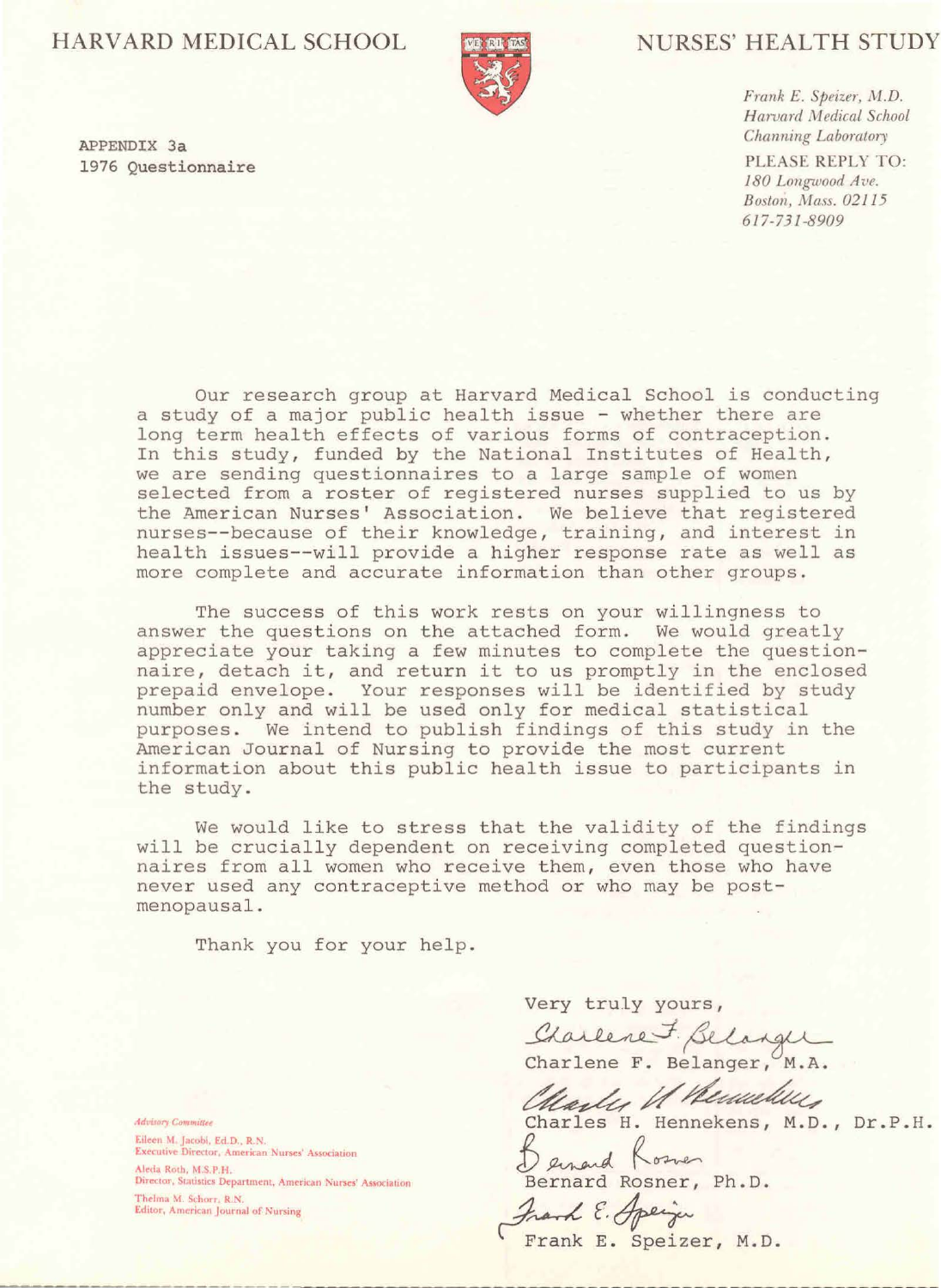HARVARD MEDICAL SCHOOL

NURSES' HEALTH STUDY

*Frank E. Speizer, M.D.*
*Harvard Medical School*
*Channing Laboratory*

PLEASE REPLY TO:
*180 Longwood Ave.*
*Boston, Mass. 02115*
*617-731-8909*

APPENDIX 3a
1976 Questionnaire

Our research group at Harvard Medical School is conducting a study of a major public health issue - whether there are long term health effects of various forms of contraception. In this study, funded by the National Institutes of Health, we are sending questionnaires to a large sample of women selected from a roster of registered nurses supplied to us by the American Nurses' Association. We believe that registered nurses--because of their knowledge, training, and interest in health issues--will provide a higher response rate as well as more complete and accurate information than other groups.

The success of this work rests on your willingness to answer the questions on the attached form. We would greatly appreciate your taking a few minutes to complete the questionnaire, detach it, and return it to us promptly in the enclosed prepaid envelope. Your responses will be identified by study number only and will be used only for medical statistical purposes. We intend to publish findings of this study in the American Journal of Nursing to provide the most current information about this public health issue to participants in the study.

We would like to stress that the validity of the findings will be crucially dependent on receiving completed questionnaires from all women who receive them, even those who have never used any contraceptive method or who may be post-menopausal.

Thank you for your help.

Very truly yours,

Charlene F. Belanger, M.A.

Charles H. Hennekens, M.D., Dr.P.H.

Bernard Rosner, Ph.D.

Frank E. Speizer, M.D.

*Advisory Committee*

Eileen M. Jacobi, Ed.D., R.N.
Executive Director, American Nurses' Association

Aleda Roth, M.S.P.H.
Director, Statistics Department, American Nurses' Association

Thelma M. Schorr, R.N.
Editor, American Journal of Nursing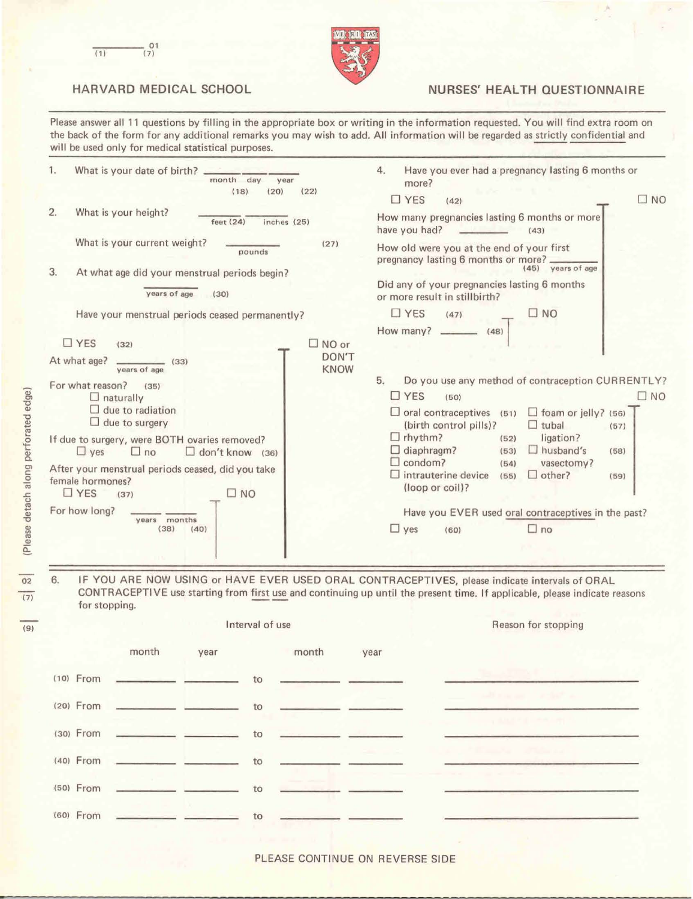______ 01
(1) (7)

HARVARD MEDICAL SCHOOL

NURSES' HEALTH QUESTIONNAIRE

Please answer all 11 questions by filling in the appropriate box or writing in the information requested. You will find extra room on the back of the form for any additional remarks you may wish to add. All information will be regarded as strictly confidential and will be used only for medical statistical purposes.

1. What is your date of birth? ______ ______ ______
   month (18) day (20) year (22)

2. What is your height? ______ feet (24) ______ inches (25)

   What is your current weight? ______ pounds (27)

3. At what age did your menstrual periods begin?

   ______ years of age (30)

   Have your menstrual periods ceased permanently?

   ☐ YES (32) ☐ NO or DON'T KNOW

   At what age? ______ years of age (33)

   For what reason? (35)
   - ☐ naturally
   - ☐ due to radiation
   - ☐ due to surgery

   If due to surgery, were BOTH ovaries removed?
   ☐ yes ☐ no ☐ don't know (36)

   After your menstrual periods ceased, did you take female hormones?
   ☐ YES (37) ☐ NO

   For how long? ______ years (38) ______ months (40)

4. Have you ever had a pregnancy lasting 6 months or more?

   ☐ YES (42) ☐ NO

   How many pregnancies lasting 6 months or more have you had? ______ (43)

   How old were you at the end of your first pregnancy lasting 6 months or more? ______ (45) years of age

   Did any of your pregnancies lasting 6 months or more result in stillbirth?

   ☐ YES (47) ☐ NO

   How many? ______ (48)

5. Do you use any method of contraception CURRENTLY?

   ☐ YES (50) ☐ NO

   - ☐ oral contraceptives (birth control pills)? (51)
   - ☐ rhythm? (52)
   - ☐ diaphragm? (53)
   - ☐ condom? (54)
   - ☐ intrauterine device (loop or coil)? (55)
   - ☐ foam or jelly? (56)
   - ☐ tubal ligation? (57)
   - ☐ husband's vasectomy? (58)
   - ☐ other? (59)

   Have you EVER used oral contraceptives in the past?

   ☐ yes (60) ☐ no

(Please detach along perforated edge)

02
(7)

(9)

6. IF YOU ARE NOW USING or HAVE EVER USED ORAL CONTRACEPTIVES, please indicate intervals of ORAL CONTRACEPTIVE use starting from first use and continuing up until the present time. If applicable, please indicate reasons for stopping.

| | Interval of use | | | | | Reason for stopping |
|---|---|---|---|---|---|---|
| | month | year | | month | year | |
| (10) From | ______ | ______ | to | ______ | ______ | ______ |
| (20) From | ______ | ______ | to | ______ | ______ | ______ |
| (30) From | ______ | ______ | to | ______ | ______ | ______ |
| (40) From | ______ | ______ | to | ______ | ______ | ______ |
| (50) From | ______ | ______ | to | ______ | ______ | ______ |
| (60) From | ______ | ______ | to | ______ | ______ | ______ |

PLEASE CONTINUE ON REVERSE SIDE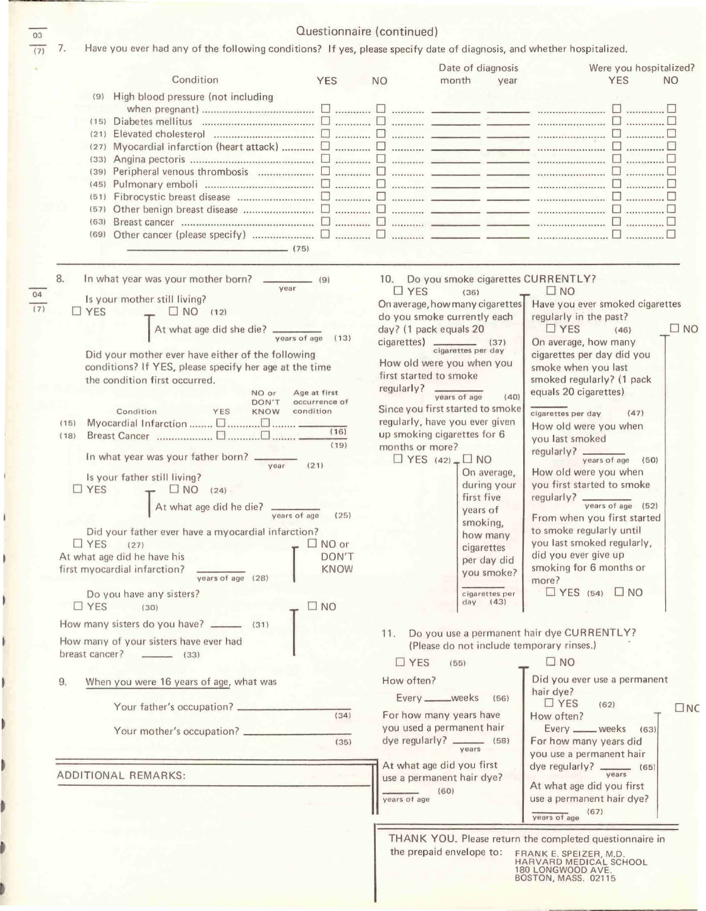03
(7)

## Questionnaire (continued)

7. Have you ever had any of the following conditions? If yes, please specify date of diagnosis, and whether hospitalized.

| | Condition | YES | NO | Date of diagnosis month | year | Were you hospitalized? YES | NO |
|---|---|---|---|---|---|---|---|
| (9) | High blood pressure (not including when pregnant) | ☐ | ☐ | ______ | ______ | ☐ | ☐ |
| (15) | Diabetes mellitus | ☐ | ☐ | ______ | ______ | ☐ | ☐ |
| (21) | Elevated cholesterol | ☐ | ☐ | ______ | ______ | ☐ | ☐ |
| (27) | Myocardial infarction (heart attack) | ☐ | ☐ | ______ | ______ | ☐ | ☐ |
| (33) | Angina pectoris | ☐ | ☐ | ______ | ______ | ☐ | ☐ |
| (39) | Peripheral venous thrombosis | ☐ | ☐ | ______ | ______ | ☐ | ☐ |
| (45) | Pulmonary emboli | ☐ | ☐ | ______ | ______ | ☐ | ☐ |
| (51) | Fibrocystic breast disease | ☐ | ☐ | ______ | ______ | ☐ | ☐ |
| (57) | Other benign breast disease | ☐ | ☐ | ______ | ______ | ☐ | ☐ |
| (63) | Breast cancer | ☐ | ☐ | ______ | ______ | ☐ | ☐ |
| (69) | Other cancer (please specify) | ☐ | ☐ | ______ | ______ | ☐ | ☐ |

______________________ (75)

04
(7)

8. In what year was your mother born? ______ year (9)

Is your mother still living?
☐ YES ☐ NO (12)

At what age did she die? ______ years of age (13)

Did your mother ever have either of the following conditions? If YES, please specify her age at the time the condition first occurred.

| | Condition | YES | NO or DON'T KNOW | Age at first occurrence of condition |
|---|---|---|---|---|
| (15) | Myocardial Infarction | ☐ | ☐ | ______ (16) |
| (18) | Breast Cancer | ☐ | ☐ | ______ (19) |

In what year was your father born? ______ year (21)

Is your father still living?
☐ YES ☐ NO (24)

At what age did he die? ______ years of age (25)

Did your father ever have a myocardial infarction?
☐ YES (27) ☐ NO or DON'T KNOW

At what age did he have his first myocardial infarction? ______ years of age (28)

Do you have any sisters?
☐ YES (30) ☐ NO

How many sisters do you have? ______ (31)

How many of your sisters have ever had breast cancer? ______ (33)

9. When you were 16 years of age, what was

Your father's occupation? ______________________ (34)

Your mother's occupation? ______________________ (35)

ADDITIONAL REMARKS:

10. Do you smoke cigarettes CURRENTLY?
☐ YES (36) ☐ NO

**If YES:**

On average, how many cigarettes do you smoke currently each day? (1 pack equals 20 cigarettes) ______ cigarettes per day (37)

How old were you when you first started to smoke regularly? ______ years of age (40)

Since you first started to smoke regularly, have you ever given up smoking cigarettes for 6 months or more?
☐ YES (42) ☐ NO

On average, during your first five years of smoking, how many cigarettes per day did you smoke? ______ cigarettes per day (43)

**If NO:**

Have you ever smoked cigarettes regularly in the past?
☐ YES (46) ☐ NO

On average, how many cigarettes per day did you smoke when you last smoked regularly? (1 pack equals 20 cigarettes) ______ cigarettes per day (47)

How old were you when you last smoked regularly? ______ years of age (50)

How old were you when you first started to smoke regularly? ______ years of age (52)

From when you first started to smoke regularly until you last smoked regularly, did you ever give up smoking for 6 months or more?
☐ YES (54) ☐ NO

11. Do you use a permanent hair dye CURRENTLY? (Please do not include temporary rinses.)
☐ YES (55) ☐ NO

**If YES:**

How often?
Every ______ weeks (56)

For how many years have you used a permanent hair dye regularly? ______ years (58)

At what age did you first use a permanent hair dye? ______ years of age (60)

**If NO:**

Did you ever use a permanent hair dye?
☐ YES (62) ☐ NO

How often?
Every ______ weeks (63)

For how many years did you use a permanent hair dye regularly? ______ years (65)

At what age did you first use a permanent hair dye? ______ years of age (67)

THANK YOU. Please return the completed questionnaire in the prepaid envelope to: FRANK E. SPEIZER, M.D.
HARVARD MEDICAL SCHOOL
180 LONGWOOD AVE.
BOSTON, MASS. 02115